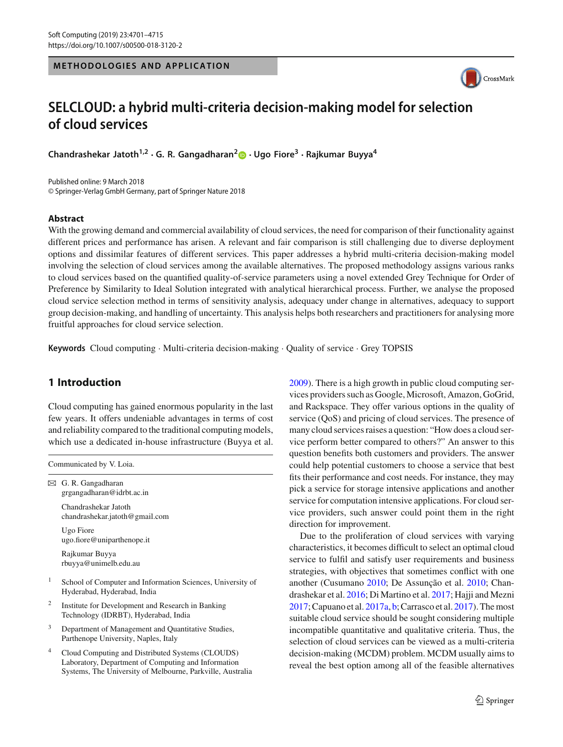METHODOLOGIES AND APPLICATION

# SELCLOUD: a hybrid multi-criteria decision-making model for selection of cloud services

**Chandrashekar Jatoth[1,2] · G. R. Gangadharan[2] · Ugo Fiore[3] · Rajkumar Buyya[4]**

Published online: 9 March 2018
© Springer-Verlag GmbH Germany, part of Springer Nature 2018

## Abstract

With the growing demand and commercial availability of cloud services, the need for comparison of their functionality against different prices and performance has arisen. A relevant and fair comparison is still challenging due to diverse deployment options and dissimilar features of different services. This paper addresses a hybrid multi-criteria decision-making model involving the selection of cloud services among the available alternatives. The proposed methodology assigns various ranks to cloud services based on the quantified quality-of-service parameters using a novel extended Grey Technique for Order of Preference by Similarity to Ideal Solution integrated with analytical hierarchical process. Further, we analyse the proposed cloud service selection method in terms of sensitivity analysis, adequacy under change in alternatives, adequacy to support group decision-making, and handling of uncertainty. This analysis helps both researchers and practitioners for analysing more fruitful approaches for cloud service selection.

**Keywords** Cloud computing · Multi-criteria decision-making · Quality of service · Grey TOPSIS

## 1 Introduction

Cloud computing has gained enormous popularity in the last few years. It offers undeniable advantages in terms of cost and reliability compared to the traditional computing models, which use a dedicated in-house infrastructure (Buyya et al. 2009). There is a high growth in public cloud computing services providers such as Google, Microsoft, Amazon, GoGrid, and Rackspace. They offer various options in the quality of service (QoS) and pricing of cloud services. The presence of many cloud services raises a question: "How does a cloud service perform better compared to others?" An answer to this question benefits both customers and providers. The answer could help potential customers to choose a service that best fits their performance and cost needs. For instance, they may pick a service for storage intensive applications and another service for computation intensive applications. For cloud service providers, such answer could point them in the right direction for improvement.

Due to the proliferation of cloud services with varying characteristics, it becomes difficult to select an optimal cloud service to fulfil and satisfy user requirements and business strategies, with objectives that sometimes conflict with one another (Cusumano 2010; De Assunção et al. 2010; Chandrashekar et al. 2016; Di Martino et al. 2017; Hajji and Mezni 2017; Capuano et al. 2017a, b; Carrasco et al. 2017). The most suitable cloud service should be sought considering multiple incompatible quantitative and qualitative criteria. Thus, the selection of cloud services can be viewed as a multi-criteria decision-making (MCDM) problem. MCDM usually aims to reveal the best option among all of the feasible alternatives

---

Communicated by V. Loia.

✉ G. R. Gangadharan
grgangadharan@idrbt.ac.in

Chandrashekar Jatoth
chandrashekar.jatoth@gmail.com

Ugo Fiore
ugo.fiore@uniparthenope.it

Rajkumar Buyya
rbuyya@unimelb.edu.au

1 School of Computer and Information Sciences, University of Hyderabad, Hyderabad, India

2 Institute for Development and Research in Banking Technology (IDRBT), Hyderabad, India

3 Department of Management and Quantitative Studies, Parthenope University, Naples, Italy

4 Cloud Computing and Distributed Systems (CLOUDS) Laboratory, Department of Computing and Information Systems, The University of Melbourne, Parkville, Australia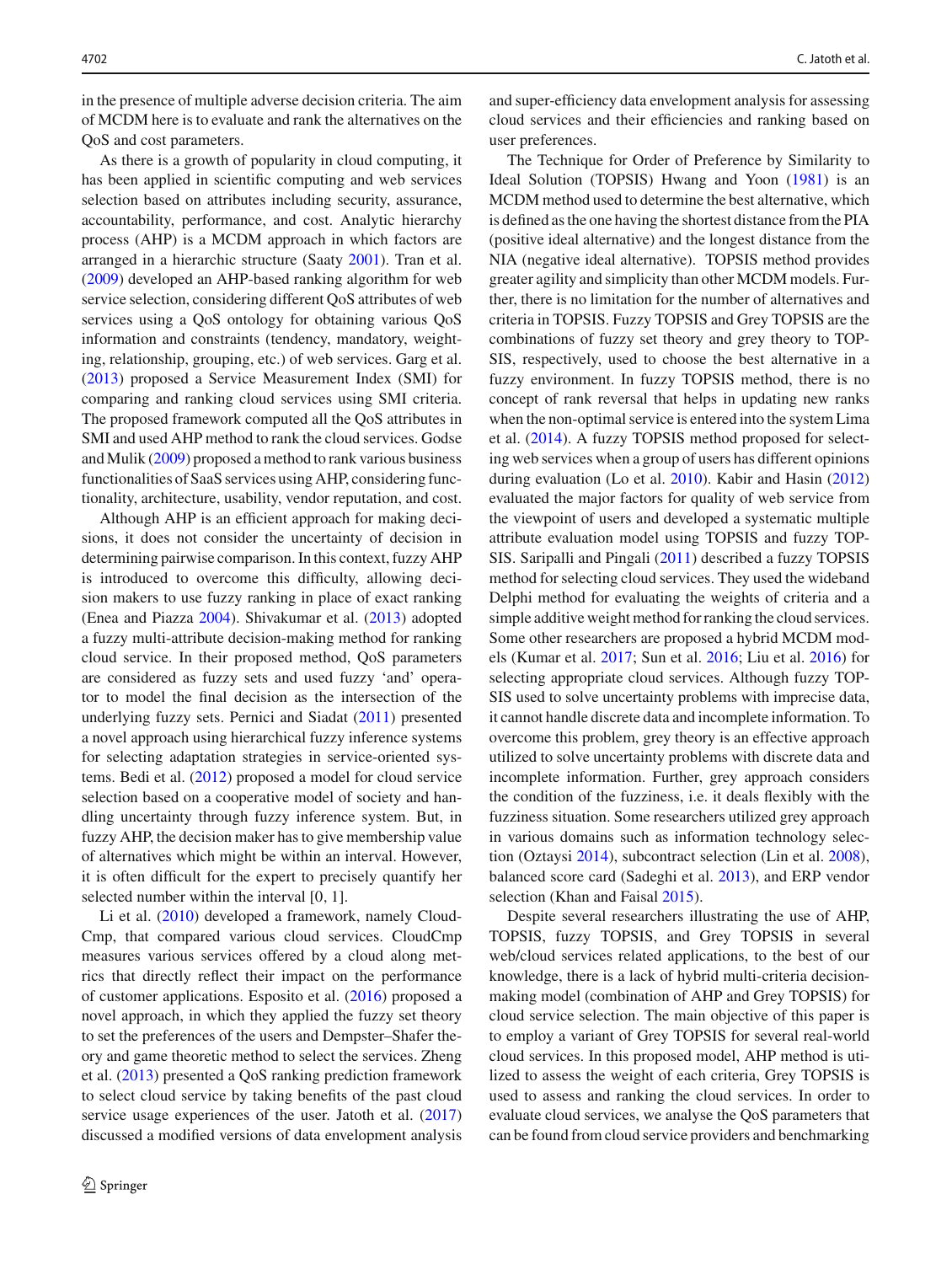in the presence of multiple adverse decision criteria. The aim of MCDM here is to evaluate and rank the alternatives on the QoS and cost parameters.

As there is a growth of popularity in cloud computing, it has been applied in scientific computing and web services selection based on attributes including security, assurance, accountability, performance, and cost. Analytic hierarchy process (AHP) is a MCDM approach in which factors are arranged in a hierarchic structure (Saaty 2001). Tran et al. (2009) developed an AHP-based ranking algorithm for web service selection, considering different QoS attributes of web services using a QoS ontology for obtaining various QoS information and constraints (tendency, mandatory, weighting, relationship, grouping, etc.) of web services. Garg et al. (2013) proposed a Service Measurement Index (SMI) for comparing and ranking cloud services using SMI criteria. The proposed framework computed all the QoS attributes in SMI and used AHP method to rank the cloud services. Godse and Mulik (2009) proposed a method to rank various business functionalities of SaaS services using AHP, considering functionality, architecture, usability, vendor reputation, and cost.

Although AHP is an efficient approach for making decisions, it does not consider the uncertainty of decision in determining pairwise comparison. In this context, fuzzy AHP is introduced to overcome this difficulty, allowing decision makers to use fuzzy ranking in place of exact ranking (Enea and Piazza 2004). Shivakumar et al. (2013) adopted a fuzzy multi-attribute decision-making method for ranking cloud service. In their proposed method, QoS parameters are considered as fuzzy sets and used fuzzy 'and' operator to model the final decision as the intersection of the underlying fuzzy sets. Pernici and Siadat (2011) presented a novel approach using hierarchical fuzzy inference systems for selecting adaptation strategies in service-oriented systems. Bedi et al. (2012) proposed a model for cloud service selection based on a cooperative model of society and handling uncertainty through fuzzy inference system. But, in fuzzy AHP, the decision maker has to give membership value of alternatives which might be within an interval. However, it is often difficult for the expert to precisely quantify her selected number within the interval [0, 1].

Li et al. (2010) developed a framework, namely CloudCmp, that compared various cloud services. CloudCmp measures various services offered by a cloud along metrics that directly reflect their impact on the performance of customer applications. Esposito et al. (2016) proposed a novel approach, in which they applied the fuzzy set theory to set the preferences of the users and Dempster–Shafer theory and game theoretic method to select the services. Zheng et al. (2013) presented a QoS ranking prediction framework to select cloud service by taking benefits of the past cloud service usage experiences of the user. Jatoth et al. (2017) discussed a modified versions of data envelopment analysis and super-efficiency data envelopment analysis for assessing cloud services and their efficiencies and ranking based on user preferences.

The Technique for Order of Preference by Similarity to Ideal Solution (TOPSIS) Hwang and Yoon (1981) is an MCDM method used to determine the best alternative, which is defined as the one having the shortest distance from the PIA (positive ideal alternative) and the longest distance from the NIA (negative ideal alternative). TOPSIS method provides greater agility and simplicity than other MCDM models. Further, there is no limitation for the number of alternatives and criteria in TOPSIS. Fuzzy TOPSIS and Grey TOPSIS are the combinations of fuzzy set theory and grey theory to TOPSIS, respectively, used to choose the best alternative in a fuzzy environment. In fuzzy TOPSIS method, there is no concept of rank reversal that helps in updating new ranks when the non-optimal service is entered into the system Lima et al. (2014). A fuzzy TOPSIS method proposed for selecting web services when a group of users has different opinions during evaluation (Lo et al. 2010). Kabir and Hasin (2012) evaluated the major factors for quality of web service from the viewpoint of users and developed a systematic multiple attribute evaluation model using TOPSIS and fuzzy TOPSIS. Saripalli and Pingali (2011) described a fuzzy TOPSIS method for selecting cloud services. They used the wideband Delphi method for evaluating the weights of criteria and a simple additive weight method for ranking the cloud services. Some other researchers are proposed a hybrid MCDM models (Kumar et al. 2017; Sun et al. 2016; Liu et al. 2016) for selecting appropriate cloud services. Although fuzzy TOPSIS used to solve uncertainty problems with imprecise data, it cannot handle discrete data and incomplete information. To overcome this problem, grey theory is an effective approach utilized to solve uncertainty problems with discrete data and incomplete information. Further, grey approach considers the condition of the fuzziness, i.e. it deals flexibly with the fuzziness situation. Some researchers utilized grey approach in various domains such as information technology selection (Oztaysi 2014), subcontract selection (Lin et al. 2008), balanced score card (Sadeghi et al. 2013), and ERP vendor selection (Khan and Faisal 2015).

Despite several researchers illustrating the use of AHP, TOPSIS, fuzzy TOPSIS, and Grey TOPSIS in several web/cloud services related applications, to the best of our knowledge, there is a lack of hybrid multi-criteria decision-making model (combination of AHP and Grey TOPSIS) for cloud service selection. The main objective of this paper is to employ a variant of Grey TOPSIS for several real-world cloud services. In this proposed model, AHP method is utilized to assess the weight of each criteria, Grey TOPSIS is used to assess and ranking the cloud services. In order to evaluate cloud services, we analyse the QoS parameters that can be found from cloud service providers and benchmarking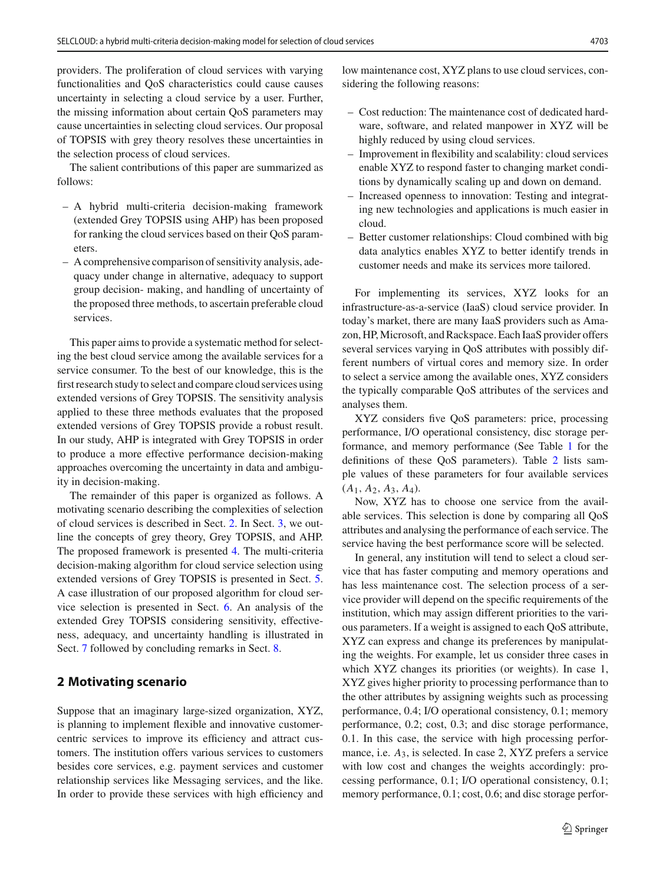providers. The proliferation of cloud services with varying functionalities and QoS characteristics could cause causes uncertainty in selecting a cloud service by a user. Further, the missing information about certain QoS parameters may cause uncertainties in selecting cloud services. Our proposal of TOPSIS with grey theory resolves these uncertainties in the selection process of cloud services.

The salient contributions of this paper are summarized as follows:

- A hybrid multi-criteria decision-making framework (extended Grey TOPSIS using AHP) has been proposed for ranking the cloud services based on their QoS parameters.
- A comprehensive comparison of sensitivity analysis, adequacy under change in alternative, adequacy to support group decision- making, and handling of uncertainty of the proposed three methods, to ascertain preferable cloud services.

This paper aims to provide a systematic method for selecting the best cloud service among the available services for a service consumer. To the best of our knowledge, this is the first research study to select and compare cloud services using extended versions of Grey TOPSIS. The sensitivity analysis applied to these three methods evaluates that the proposed extended versions of Grey TOPSIS provide a robust result. In our study, AHP is integrated with Grey TOPSIS in order to produce a more effective performance decision-making approaches overcoming the uncertainty in data and ambiguity in decision-making.

The remainder of this paper is organized as follows. A motivating scenario describing the complexities of selection of cloud services is described in Sect. 2. In Sect. 3, we outline the concepts of grey theory, Grey TOPSIS, and AHP. The proposed framework is presented 4. The multi-criteria decision-making algorithm for cloud service selection using extended versions of Grey TOPSIS is presented in Sect. 5. A case illustration of our proposed algorithm for cloud service selection is presented in Sect. 6. An analysis of the extended Grey TOPSIS considering sensitivity, effectiveness, adequacy, and uncertainty handling is illustrated in Sect. 7 followed by concluding remarks in Sect. 8.

## 2 Motivating scenario

Suppose that an imaginary large-sized organization, XYZ, is planning to implement flexible and innovative customer-centric services to improve its efficiency and attract customers. The institution offers various services to customers besides core services, e.g. payment services and customer relationship services like Messaging services, and the like. In order to provide these services with high efficiency and low maintenance cost, XYZ plans to use cloud services, considering the following reasons:

- Cost reduction: The maintenance cost of dedicated hardware, software, and related manpower in XYZ will be highly reduced by using cloud services.
- Improvement in flexibility and scalability: cloud services enable XYZ to respond faster to changing market conditions by dynamically scaling up and down on demand.
- Increased openness to innovation: Testing and integrating new technologies and applications is much easier in cloud.
- Better customer relationships: Cloud combined with big data analytics enables XYZ to better identify trends in customer needs and make its services more tailored.

For implementing its services, XYZ looks for an infrastructure-as-a-service (IaaS) cloud service provider. In today's market, there are many IaaS providers such as Amazon, HP, Microsoft, and Rackspace. Each IaaS provider offers several services varying in QoS attributes with possibly different numbers of virtual cores and memory size. In order to select a service among the available ones, XYZ considers the typically comparable QoS attributes of the services and analyses them.

XYZ considers five QoS parameters: price, processing performance, I/O operational consistency, disc storage performance, and memory performance (See Table 1 for the definitions of these QoS parameters). Table 2 lists sample values of these parameters for four available services ($A_1$, $A_2$, $A_3$, $A_4$).

Now, XYZ has to choose one service from the available services. This selection is done by comparing all QoS attributes and analysing the performance of each service. The service having the best performance score will be selected.

In general, any institution will tend to select a cloud service that has faster computing and memory operations and has less maintenance cost. The selection process of a service provider will depend on the specific requirements of the institution, which may assign different priorities to the various parameters. If a weight is assigned to each QoS attribute, XYZ can express and change its preferences by manipulating the weights. For example, let us consider three cases in which XYZ changes its priorities (or weights). In case 1, XYZ gives higher priority to processing performance than to the other attributes by assigning weights such as processing performance, 0.4; I/O operational consistency, 0.1; memory performance, 0.2; cost, 0.3; and disc storage performance, 0.1. In this case, the service with high processing performance, i.e. $A_3$, is selected. In case 2, XYZ prefers a service with low cost and changes the weights accordingly: processing performance, 0.1; I/O operational consistency, 0.1; memory performance, 0.1; cost, 0.6; and disc storage perfor-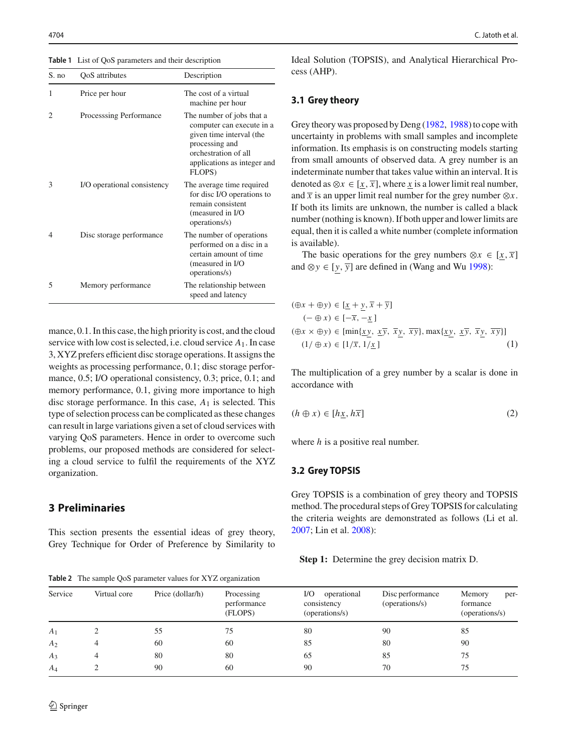**Table 1** List of QoS parameters and their description

| S. no | QoS attributes | Description |
|---|---|---|
| 1 | Price per hour | The cost of a virtual machine per hour |
| 2 | Processsing Performance | The number of jobs that a computer can execute in a given time interval (the processing and orchestration of all applications as integer and FLOPS) |
| 3 | I/O operational consistency | The average time required for disc I/O operations to remain consistent (measured in I/O operations/s) |
| 4 | Disc storage performance | The number of operations performed on a disc in a certain amount of time (measured in I/O operations/s) |
| 5 | Memory performance | The relationship between speed and latency |

mance, 0.1. In this case, the high priority is cost, and the cloud service with low cost is selected, i.e. cloud service $A_1$. In case 3, XYZ prefers efficient disc storage operations. It assigns the weights as processing performance, 0.1; disc storage performance, 0.5; I/O operational consistency, 0.3; price, 0.1; and memory performance, 0.1, giving more importance to high disc storage performance. In this case, $A_1$ is selected. This type of selection process can be complicated as these changes can result in large variations given a set of cloud services with varying QoS parameters. Hence in order to overcome such problems, our proposed methods are considered for selecting a cloud service to fulfil the requirements of the XYZ organization.

## 3 Preliminaries

This section presents the essential ideas of grey theory, Grey Technique for Order of Preference by Similarity to Ideal Solution (TOPSIS), and Analytical Hierarchical Process (AHP).

### 3.1 Grey theory

Grey theory was proposed by Deng (1982, 1988) to cope with uncertainty in problems with small samples and incomplete information. Its emphasis is on constructing models starting from small amounts of observed data. A grey number is an indeterminate number that takes value within an interval. It is denoted as $\otimes x \in [\underline{x}, \overline{x}]$, where $\underline{x}$ is a lower limit real number, and $\overline{x}$ is an upper limit real number for the grey number $\otimes x$. If both its limits are unknown, the number is called a black number (nothing is known). If both upper and lower limits are equal, then it is called a white number (complete information is available).

The basic operations for the grey numbers $\otimes x \in [\underline{x}, \overline{x}]$ and $\otimes y \in [\underline{y}, \overline{y}]$ are defined in (Wang and Wu 1998):

$$
\begin{aligned}
&(\oplus x + \oplus y) \in [\underline{x} + \underline{y}, \overline{x} + \overline{y}] \\
&(- \oplus x) \in [-\overline{x}, -\underline{x}\,] \\
&(\oplus x \times \oplus y) \in [\min\{\underline{x}\underline{y},\ \underline{x}\overline{y},\ \overline{x}\underline{y},\ \overline{x}\overline{y}\}, \max\{\underline{x}\underline{y},\ \underline{x}\overline{y},\ \overline{x}\underline{y},\ \overline{x}\overline{y}\}] \\
&(1/ \oplus x) \in [1/\overline{x}, 1/\underline{x}\,]
\end{aligned}
\tag{1}
$$

The multiplication of a grey number by a scalar is done in accordance with

$$
(h \oplus x) \in [h\underline{x}, h\overline{x}] \tag{2}
$$

where $h$ is a positive real number.

### 3.2 Grey TOPSIS

Grey TOPSIS is a combination of grey theory and TOPSIS method. The procedural steps of Grey TOPSIS for calculating the criteria weights are demonstrated as follows (Li et al. 2007; Lin et al. 2008):

**Step 1:** Determine the grey decision matrix D.

**Table 2** The sample QoS parameter values for XYZ organization

| Service | Virtual core | Price (dollar/h) | Processing performance (FLOPS) | I/O operational consistency (operations/s) | Disc performance (operations/s) | Memory performance (operations/s) |
|---|---|---|---|---|---|---|
| $A_1$ | 2 | 55 | 75 | 80 | 90 | 85 |
| $A_2$ | 4 | 60 | 60 | 85 | 80 | 90 |
| $A_3$ | 4 | 80 | 80 | 65 | 85 | 75 |
| $A_4$ | 2 | 90 | 60 | 90 | 70 | 75 |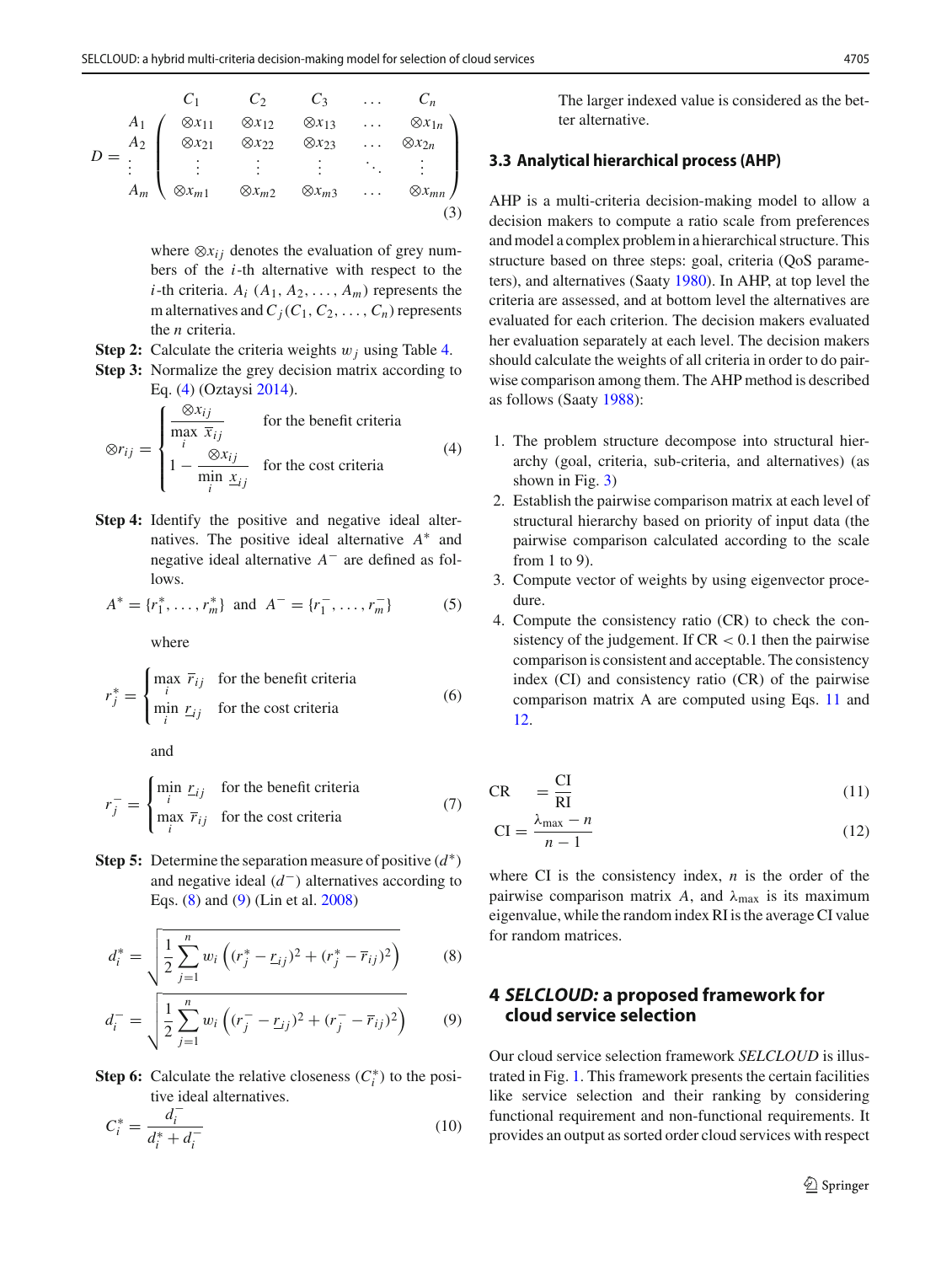$$D = \begin{matrix} \\ A_1 \\ A_2 \\ \vdots \\ A_m \end{matrix} \begin{pmatrix} C_1 & C_2 & C_3 & \ldots & C_n \\ \otimes x_{11} & \otimes x_{12} & \otimes x_{13} & \ldots & \otimes x_{1n} \\ \otimes x_{21} & \otimes x_{22} & \otimes x_{23} & \ldots & \otimes x_{2n} \\ \vdots & \vdots & \vdots & \ddots & \vdots \\ \otimes x_{m1} & \otimes x_{m2} & \otimes x_{m3} & \ldots & \otimes x_{mn} \end{pmatrix} \tag{3}$$

where $\otimes x_{ij}$ denotes the evaluation of grey numbers of the $i$-th alternative with respect to the $i$-th criteria. $A_i$ $(A_1, A_2, \ldots, A_m)$ represents the m alternatives and $C_j (C_1, C_2, \ldots, C_n)$ represents the $n$ criteria.

**Step 2:** Calculate the criteria weights $w_j$ using Table 4.

**Step 3:** Normalize the grey decision matrix according to Eq. (4) (Oztaysi 2014).

$$\otimes r_{ij} = \begin{cases} \dfrac{\otimes x_{ij}}{\max\limits_{i} \overline{x}_{ij}} & \text{for the benefit criteria} \\ 1 - \dfrac{\otimes x_{ij}}{\min\limits_{i} \underline{x}_{ij}} & \text{for the cost criteria} \end{cases} \tag{4}$$

**Step 4:** Identify the positive and negative ideal alternatives. The positive ideal alternative $A^*$ and negative ideal alternative $A^-$ are defined as follows.

$$A^* = \{r_1^*, \ldots, r_m^*\} \text{ and } A^- = \{r_1^-, \ldots, r_m^-\} \tag{5}$$

where

$$r_j^* = \begin{cases} \max\limits_{i} \overline{r}_{ij} & \text{for the benefit criteria} \\ \min\limits_{i} \underline{r}_{ij} & \text{for the cost criteria} \end{cases} \tag{6}$$

and

$$r_j^- = \begin{cases} \min\limits_{i} \underline{r}_{ij} & \text{for the benefit criteria} \\ \max\limits_{i} \overline{r}_{ij} & \text{for the cost criteria} \end{cases} \tag{7}$$

**Step 5:** Determine the separation measure of positive $(d^*)$ and negative ideal $(d^-)$ alternatives according to Eqs. (8) and (9) (Lin et al. 2008)

$$d_i^* = \sqrt{\frac{1}{2}\sum_{j=1}^{n} w_i \left((r_j^* - \underline{r}_{ij})^2 + (r_j^* - \overline{r}_{ij})^2\right)} \tag{8}$$

$$d_i^- = \sqrt{\frac{1}{2}\sum_{j=1}^{n} w_i \left((r_j^- - \underline{r}_{ij})^2 + (r_j^- - \overline{r}_{ij})^2\right)} \tag{9}$$

**Step 6:** Calculate the relative closeness $(C_i^*)$ to the positive ideal alternatives.

$$C_i^* = \frac{d_i^-}{d_i^* + d_i^-} \tag{10}$$

The larger indexed value is considered as the better alternative.

### 3.3 Analytical hierarchical process (AHP)

AHP is a multi-criteria decision-making model to allow a decision makers to compute a ratio scale from preferences and model a complex problem in a hierarchical structure. This structure based on three steps: goal, criteria (QoS parameters), and alternatives (Saaty 1980). In AHP, at top level the criteria are assessed, and at bottom level the alternatives are evaluated for each criterion. The decision makers evaluated her evaluation separately at each level. The decision makers should calculate the weights of all criteria in order to do pairwise comparison among them. The AHP method is described as follows (Saaty 1988):

1. The problem structure decompose into structural hierarchy (goal, criteria, sub-criteria, and alternatives) (as shown in Fig. 3)
2. Establish the pairwise comparison matrix at each level of structural hierarchy based on priority of input data (the pairwise comparison calculated according to the scale from 1 to 9).
3. Compute vector of weights by using eigenvector procedure.
4. Compute the consistency ratio (CR) to check the consistency of the judgement. If CR $< 0.1$ then the pairwise comparison is consistent and acceptable. The consistency index (CI) and consistency ratio (CR) of the pairwise comparison matrix A are computed using Eqs. 11 and 12.

$$\text{CR} = \frac{\text{CI}}{\text{RI}} \tag{11}$$

$$\text{CI} = \frac{\lambda_{\max} - n}{n - 1} \tag{12}$$

where CI is the consistency index, $n$ is the order of the pairwise comparison matrix $A$, and $\lambda_{\max}$ is its maximum eigenvalue, while the random index RI is the average CI value for random matrices.

## 4 *SELCLOUD:* a proposed framework for cloud service selection

Our cloud service selection framework *SELCLOUD* is illustrated in Fig. 1. This framework presents the certain facilities like service selection and their ranking by considering functional requirement and non-functional requirements. It provides an output as sorted order cloud services with respect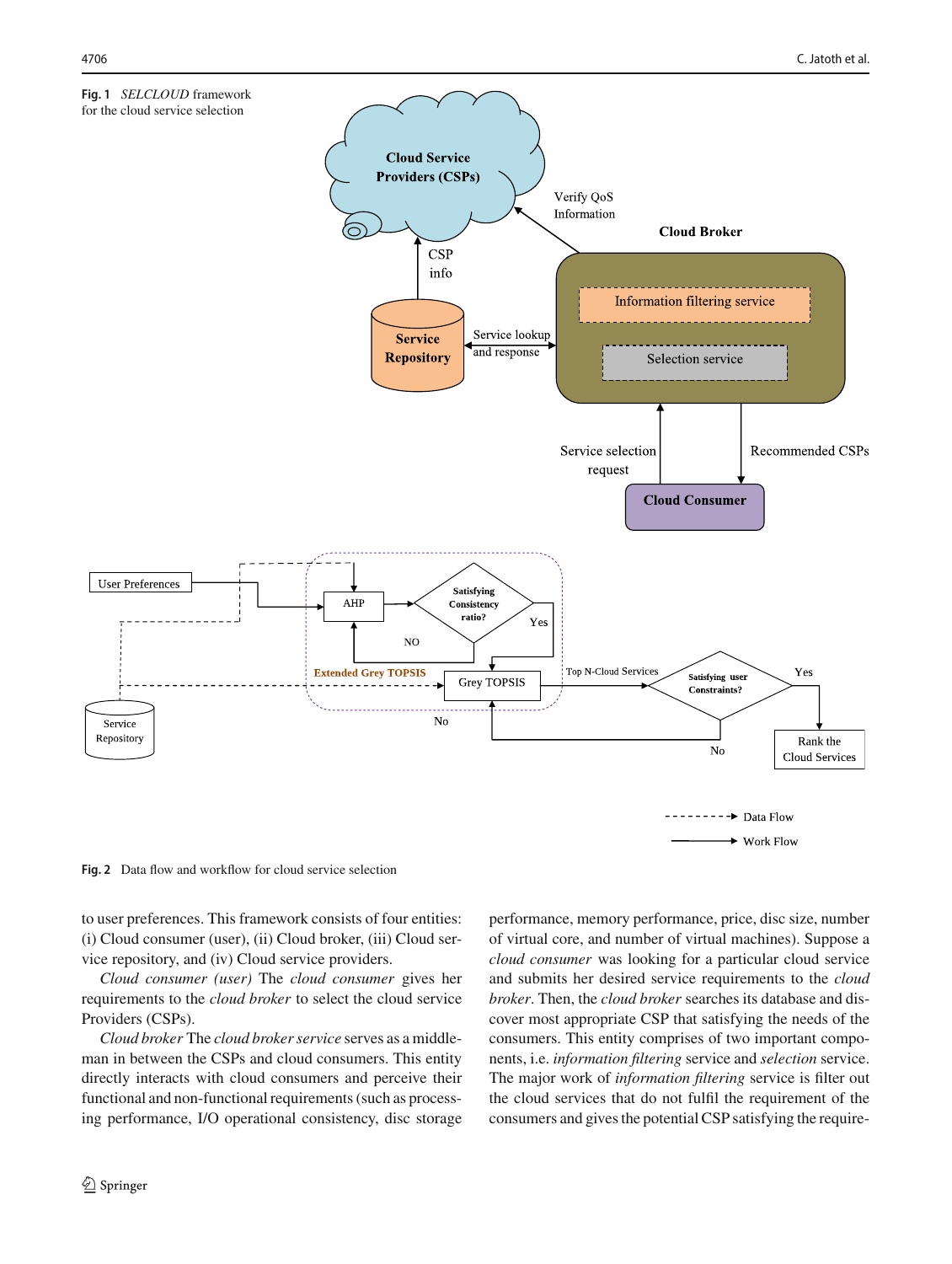**Fig. 1** *SELCLOUD* framework for the cloud service selection

**Fig. 2** Data flow and workflow for cloud service selection

to user preferences. This framework consists of four entities: (i) Cloud consumer (user), (ii) Cloud broker, (iii) Cloud service repository, and (iv) Cloud service providers.

*Cloud consumer (user)* The *cloud consumer* gives her requirements to the *cloud broker* to select the cloud service Providers (CSPs).

*Cloud broker* The *cloud broker service* serves as a middleman in between the CSPs and cloud consumers. This entity directly interacts with cloud consumers and perceive their functional and non-functional requirements (such as processing performance, I/O operational consistency, disc storage performance, memory performance, price, disc size, number of virtual core, and number of virtual machines). Suppose a *cloud consumer* was looking for a particular cloud service and submits her desired service requirements to the *cloud broker*. Then, the *cloud broker* searches its database and discover most appropriate CSP that satisfying the needs of the consumers. This entity comprises of two important components, i.e. *information filtering* service and *selection* service. The major work of *information filtering* service is filter out the cloud services that do not fulfil the requirement of the consumers and gives the potential CSP satisfying the require-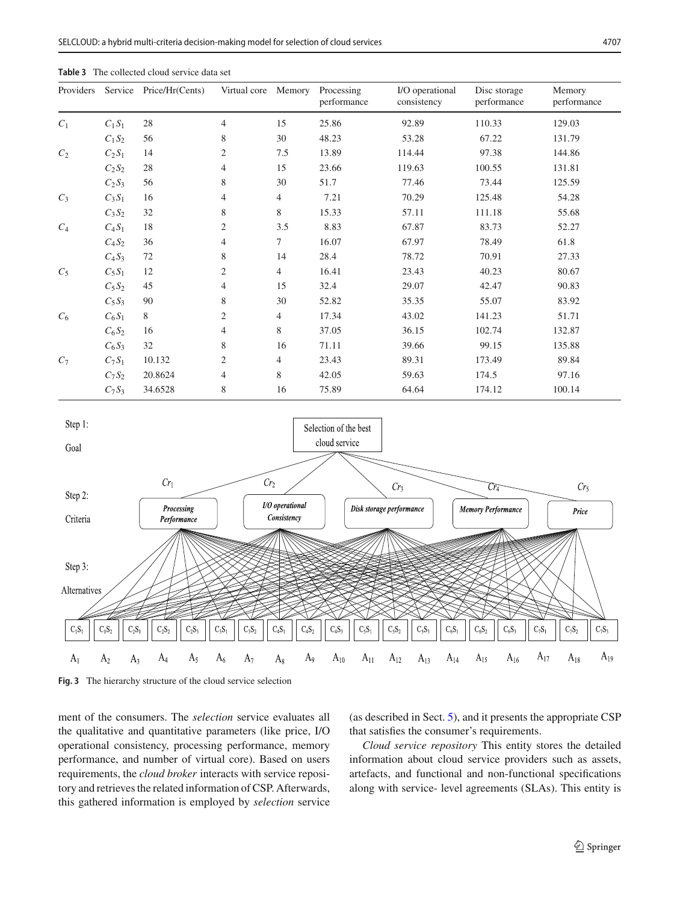**Table 3** The collected cloud service data set

| Providers | Service | Price/Hr(Cents) | Virtual core | Memory | Processing performance | I/O operational consistency | Disc storage performance | Memory performance |
|---|---|---|---|---|---|---|---|---|
| $C_1$ | $C_1S_1$ | 28 | 4 | 15 | 25.86 | 92.89 | 110.33 | 129.03 |
| | $C_1S_2$ | 56 | 8 | 30 | 48.23 | 53.28 | 67.22 | 131.79 |
| $C_2$ | $C_2S_1$ | 14 | 2 | 7.5 | 13.89 | 114.44 | 97.38 | 144.86 |
| | $C_2S_2$ | 28 | 4 | 15 | 23.66 | 119.63 | 100.55 | 131.81 |
| | $C_2S_3$ | 56 | 8 | 30 | 51.7 | 77.46 | 73.44 | 125.59 |
| $C_3$ | $C_3S_1$ | 16 | 4 | 4 | 7.21 | 70.29 | 125.48 | 54.28 |
| | $C_3S_2$ | 32 | 8 | 8 | 15.33 | 57.11 | 111.18 | 55.68 |
| $C_4$ | $C_4S_1$ | 18 | 2 | 3.5 | 8.83 | 67.87 | 83.73 | 52.27 |
| | $C_4S_2$ | 36 | 4 | 7 | 16.07 | 67.97 | 78.49 | 61.8 |
| | $C_4S_3$ | 72 | 8 | 14 | 28.4 | 78.72 | 70.91 | 27.33 |
| $C_5$ | $C_5S_1$ | 12 | 2 | 4 | 16.41 | 23.43 | 40.23 | 80.67 |
| | $C_5S_2$ | 45 | 4 | 15 | 32.4 | 29.07 | 42.47 | 90.83 |
| | $C_5S_3$ | 90 | 8 | 30 | 52.82 | 35.35 | 55.07 | 83.92 |
| $C_6$ | $C_6S_1$ | 8 | 2 | 4 | 17.34 | 43.02 | 141.23 | 51.71 |
| | $C_6S_2$ | 16 | 4 | 8 | 37.05 | 36.15 | 102.74 | 132.87 |
| | $C_6S_3$ | 32 | 8 | 16 | 71.11 | 39.66 | 99.15 | 135.88 |
| $C_7$ | $C_7S_1$ | 10.132 | 2 | 4 | 23.43 | 89.31 | 173.49 | 89.84 |
| | $C_7S_2$ | 20.8624 | 4 | 8 | 42.05 | 59.63 | 174.5 | 97.16 |
| | $C_7S_3$ | 34.6528 | 8 | 16 | 75.89 | 64.64 | 174.12 | 100.14 |

**Fig. 3** The hierarchy structure of the cloud service selection

ment of the consumers. The *selection* service evaluates all the qualitative and quantitative parameters (like price, I/O operational consistency, processing performance, memory performance, and number of virtual core). Based on users requirements, the *cloud broker* interacts with service repository and retrieves the related information of CSP. Afterwards, this gathered information is employed by *selection* service (as described in Sect. 5), and it presents the appropriate CSP that satisfies the consumer's requirements.

*Cloud service repository* This entity stores the detailed information about cloud service providers such as assets, artefacts, and functional and non-functional specifications along with service- level agreements (SLAs). This entity is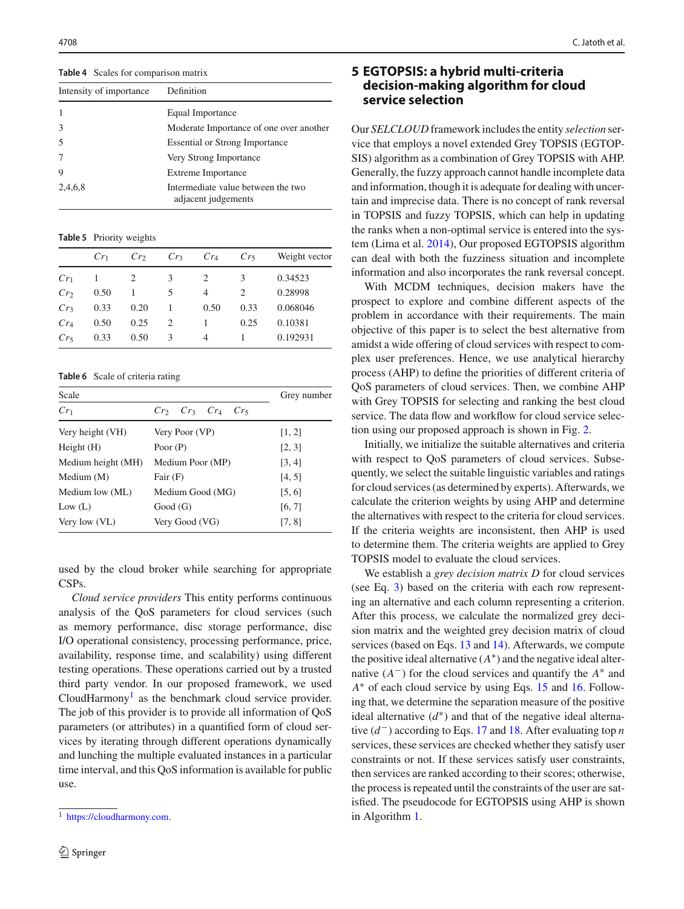**Table 4** Scales for comparison matrix

| Intensity of importance | Definition |
|---|---|
| 1 | Equal Importance |
| 3 | Moderate Importance of one over another |
| 5 | Essential or Strong Importance |
| 7 | Very Strong Importance |
| 9 | Extreme Importance |
| 2,4,6,8 | Intermediate value between the two adjacent judgements |

**Table 5** Priority weights

| | $Cr_1$ | $Cr_2$ | $Cr_3$ | $Cr_4$ | $Cr_5$ | Weight vector |
|---|---|---|---|---|---|---|
| $Cr_1$ | 1 | 2 | 3 | 2 | 3 | 0.34523 |
| $Cr_2$ | 0.50 | 1 | 5 | 4 | 2 | 0.28998 |
| $Cr_3$ | 0.33 | 0.20 | 1 | 0.50 | 0.33 | 0.068046 |
| $Cr_4$ | 0.50 | 0.25 | 2 | 1 | 0.25 | 0.10381 |
| $Cr_5$ | 0.33 | 0.50 | 3 | 4 | 1 | 0.192931 |

**Table 6** Scale of criteria rating

| Scale | | Grey number |
|---|---|---|
| $Cr_1$ | $Cr_2$ $Cr_3$ $Cr_4$ $Cr_5$ | |
| Very height (VH) | Very Poor (VP) | [1, 2] |
| Height (H) | Poor (P) | [2, 3] |
| Medium height (MH) | Medium Poor (MP) | [3, 4] |
| Medium (M) | Fair (F) | [4, 5] |
| Medium low (ML) | Medium Good (MG) | [5, 6] |
| Low (L) | Good (G) | [6, 7] |
| Very low (VL) | Very Good (VG) | [7, 8] |

used by the cloud broker while searching for appropriate CSPs.

*Cloud service providers* This entity performs continuous analysis of the QoS parameters for cloud services (such as memory performance, disc storage performance, disc I/O operational consistency, processing performance, price, availability, response time, and scalability) using different testing operations. These operations carried out by a trusted third party vendor. In our proposed framework, we used CloudHarmony[1] as the benchmark cloud service provider. The job of this provider is to provide all information of QoS parameters (or attributes) in a quantified form of cloud services by iterating through different operations dynamically and lunching the multiple evaluated instances in a particular time interval, and this QoS information is available for public use.

[1] https://cloudharmony.com.

## 5 EGTOPSIS: a hybrid multi-criteria decision-making algorithm for cloud service selection

Our *SELCLOUD* framework includes the entity *selection* service that employs a novel extended Grey TOPSIS (EGTOPSIS) algorithm as a combination of Grey TOPSIS with AHP. Generally, the fuzzy approach cannot handle incomplete data and information, though it is adequate for dealing with uncertain and imprecise data. There is no concept of rank reversal in TOPSIS and fuzzy TOPSIS, which can help in updating the ranks when a non-optimal service is entered into the system (Lima et al. 2014), Our proposed EGTOPSIS algorithm can deal with both the fuzziness situation and incomplete information and also incorporates the rank reversal concept.

With MCDM techniques, decision makers have the prospect to explore and combine different aspects of the problem in accordance with their requirements. The main objective of this paper is to select the best alternative from amidst a wide offering of cloud services with respect to complex user preferences. Hence, we use analytical hierarchy process (AHP) to define the priorities of different criteria of QoS parameters of cloud services. Then, we combine AHP with Grey TOPSIS for selecting and ranking the best cloud service. The data flow and workflow for cloud service selection using our proposed approach is shown in Fig. 2.

Initially, we initialize the suitable alternatives and criteria with respect to QoS parameters of cloud services. Subsequently, we select the suitable linguistic variables and ratings for cloud services (as determined by experts). Afterwards, we calculate the criterion weights by using AHP and determine the alternatives with respect to the criteria for cloud services. If the criteria weights are inconsistent, then AHP is used to determine them. The criteria weights are applied to Grey TOPSIS model to evaluate the cloud services.

We establish a *grey decision matrix D* for cloud services (see Eq. 3) based on the criteria with each row representing an alternative and each column representing a criterion. After this process, we calculate the normalized grey decision matrix and the weighted grey decision matrix of cloud services (based on Eqs. 13 and 14). Afterwards, we compute the positive ideal alternative ($A^*$) and the negative ideal alternative ($A^-$) for the cloud services and quantify the $A^*$ and $A^*$ of each cloud service by using Eqs. 15 and 16. Following that, we determine the separation measure of the positive ideal alternative ($d^*$) and that of the negative ideal alternative ($d^-$) according to Eqs. 17 and 18. After evaluating top $n$ services, these services are checked whether they satisfy user constraints or not. If these services satisfy user constraints, then services are ranked according to their scores; otherwise, the process is repeated until the constraints of the user are satisfied. The pseudocode for EGTOPSIS using AHP is shown in Algorithm 1.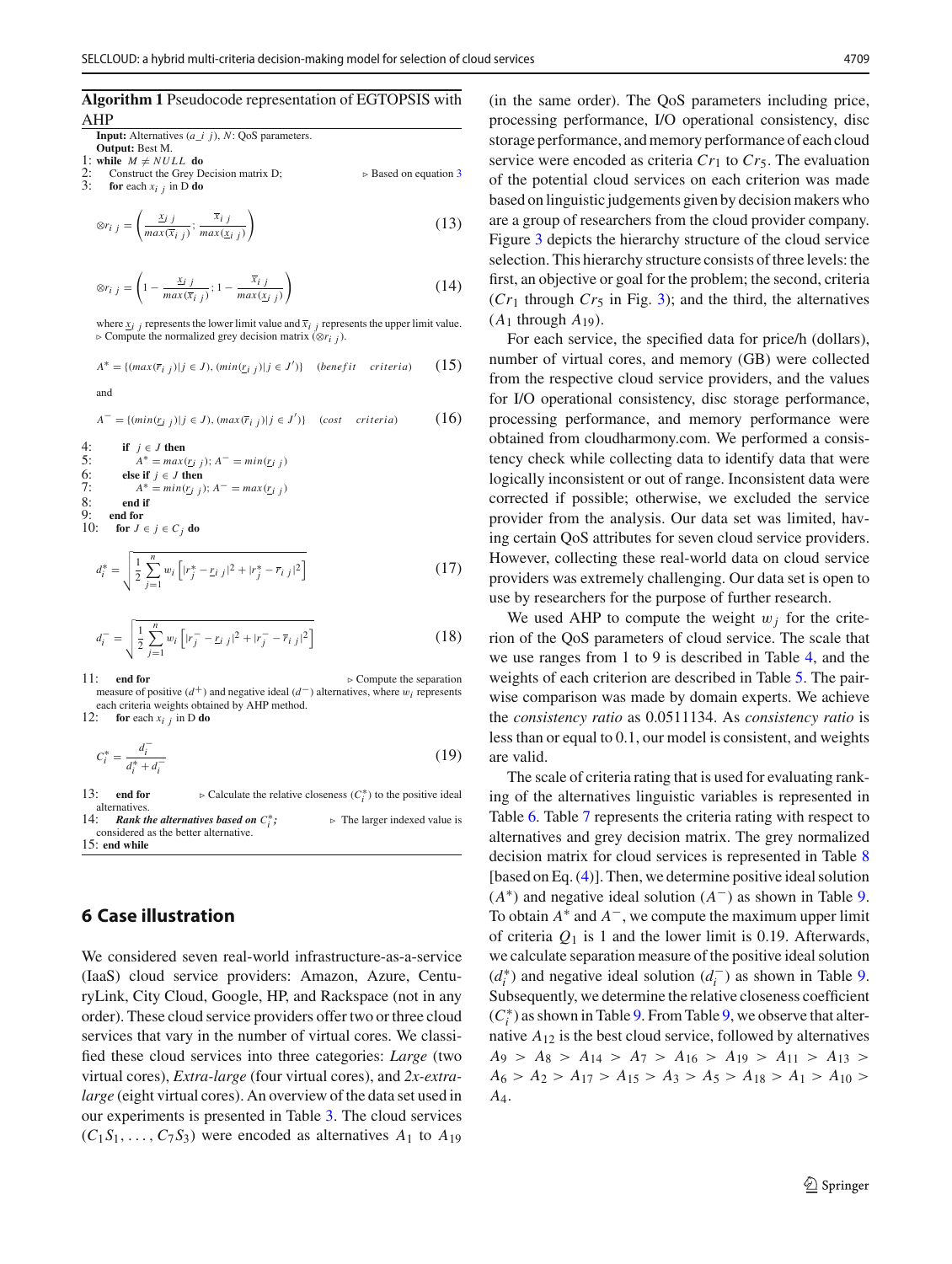**Algorithm 1** Pseudocode representation of EGTOPSIS with AHP

**Input:** Alternatives ($a\_i\ j$), $N$: QoS parameters.
**Output:** Best M.

1: **while** $M \neq NULL$ **do**
2: Construct the Grey Decision matrix D; ▷ Based on equation 3
3: **for** each $x_{i\ j}$ in D **do**

$$\otimes r_{i\ j} = \left( \frac{\underline{x}_{i\ j}}{max(\overline{x}_{i\ j})}; \frac{\overline{x}_{i\ j}}{max(\underline{x}_{i\ j})} \right) \tag{13}$$

$$\otimes r_{i\ j} = \left( 1 - \frac{\underline{x}_{i\ j}}{max(\overline{x}_{i\ j})}; 1 - \frac{\overline{x}_{i\ j}}{max(\underline{x}_{j\ j})} \right) \tag{14}$$

where $\underline{x}_{i\ j}$ represents the lower limit value and $\overline{x}_{i\ j}$ represents the upper limit value. ▷ Compute the normalized grey decision matrix ($\otimes r_{i\ j}$).

$$A^* = \{(max(\overline{r}_{i\ j})|j \in J), (min(\underline{r}_{i\ j})|j \in J')\} \quad (benefit \quad criteria) \tag{15}$$

and

$$A^- = \{(min(\underline{r}_{i\ j})|j \in J), (max(\overline{r}_{i\ j})|j \in J')\} \quad (cost \quad criteria) \tag{16}$$

4: **if** $j \in J$ **then**
5: $A^* = max(\underline{r}_{i\ j})$; $A^- = min(\underline{r}_{i\ j})$
6: **else if** $j \in J$ **then**
7: $A^* = min(\underline{r}_{j\ j})$; $A^- = max(\underline{r}_{j\ j})$
8: **end if**
9: **end for**
10: **for** $J \in j \in C_j$ **do**

$$d_i^* = \sqrt{\frac{1}{2} \sum_{j=1}^{n} w_i \left[ |r_j^* - \underline{r}_{i\ j}|^2 + |r_j^* - \overline{r}_{i\ j}|^2 \right]} \tag{17}$$

$$d_i^- = \sqrt{\frac{1}{2} \sum_{j=1}^{n} w_i \left[ |r_j^- - \underline{r}_{i\ j}|^2 + |r_j^- - \overline{r}_{i\ j}|^2 \right]} \tag{18}$$

11: **end for** ▷ Compute the separation measure of positive ($d^+$) and negative ideal ($d^-$) alternatives, where $w_i$ represents each criteria weights obtained by AHP method.
12: **for** each $x_{i\ j}$ in D **do**

$$C_i^* = \frac{d_i^-}{d_i^* + d_i^-} \tag{19}$$

13: **end for** ▷ Calculate the relative closeness ($C_i^*$) to the positive ideal alternatives.
14: ***Rank the alternatives based on*** $C_i^*$; ▷ The larger indexed value is considered as the better alternative.
15: **end while**

## 6 Case illustration

We considered seven real-world infrastructure-as-a-service (IaaS) cloud service providers: Amazon, Azure, CenturyLink, City Cloud, Google, HP, and Rackspace (not in any order). These cloud service providers offer two or three cloud services that vary in the number of virtual cores. We classified these cloud services into three categories: *Large* (two virtual cores), *Extra-large* (four virtual cores), and *2x-extra-large* (eight virtual cores). An overview of the data set used in our experiments is presented in Table 3. The cloud services ($C_1S_1, \ldots, C_7S_3$) were encoded as alternatives $A_1$ to $A_{19}$ (in the same order). The QoS parameters including price, processing performance, I/O operational consistency, disc storage performance, and memory performance of each cloud service were encoded as criteria $Cr_1$ to $Cr_5$. The evaluation of the potential cloud services on each criterion was made based on linguistic judgements given by decision makers who are a group of researchers from the cloud provider company. Figure 3 depicts the hierarchy structure of the cloud service selection. This hierarchy structure consists of three levels: the first, an objective or goal for the problem; the second, criteria ($Cr_1$ through $Cr_5$ in Fig. 3); and the third, the alternatives ($A_1$ through $A_{19}$).

For each service, the specified data for price/h (dollars), number of virtual cores, and memory (GB) were collected from the respective cloud service providers, and the values for I/O operational consistency, disc storage performance, processing performance, and memory performance were obtained from cloudharmony.com. We performed a consistency check while collecting data to identify data that were logically inconsistent or out of range. Inconsistent data were corrected if possible; otherwise, we excluded the service provider from the analysis. Our data set was limited, having certain QoS attributes for seven cloud service providers. However, collecting these real-world data on cloud service providers was extremely challenging. Our data set is open to use by researchers for the purpose of further research.

We used AHP to compute the weight $w_j$ for the criterion of the QoS parameters of cloud service. The scale that we use ranges from 1 to 9 is described in Table 4, and the weights of each criterion are described in Table 5. The pairwise comparison was made by domain experts. We achieve the *consistency ratio* as 0.0511134. As *consistency ratio* is less than or equal to 0.1, our model is consistent, and weights are valid.

The scale of criteria rating that is used for evaluating ranking of the alternatives linguistic variables is represented in Table 6. Table 7 represents the criteria rating with respect to alternatives and grey decision matrix. The grey normalized decision matrix for cloud services is represented in Table 8 [based on Eq. (4)]. Then, we determine positive ideal solution ($A^*$) and negative ideal solution ($A^-$) as shown in Table 9. To obtain $A^*$ and $A^-$, we compute the maximum upper limit of criteria $Q_1$ is 1 and the lower limit is 0.19. Afterwards, we calculate separation measure of the positive ideal solution ($d_i^*$) and negative ideal solution ($d_i^-$) as shown in Table 9. Subsequently, we determine the relative closeness coefficient ($C_i^*$) as shown in Table 9. From Table 9, we observe that alternative $A_{12}$ is the best cloud service, followed by alternatives $A_9 > A_8 > A_{14} > A_7 > A_{16} > A_{19} > A_{11} > A_{13} > A_6 > A_2 > A_{17} > A_{15} > A_3 > A_5 > A_{18} > A_1 > A_{10} > A_4$.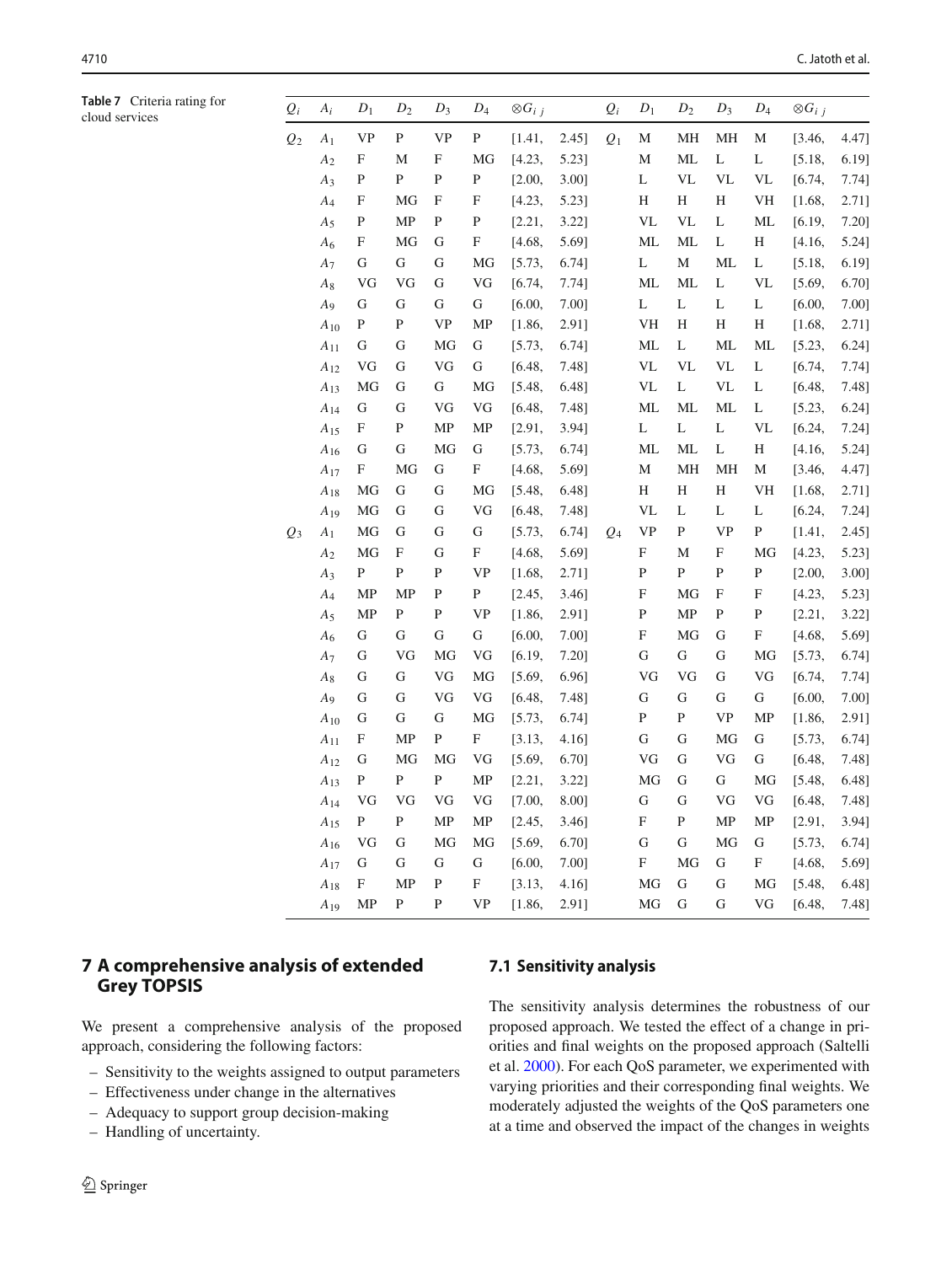**Table 7** Criteria rating for cloud services

| $Q_i$ | $A_i$ | $D_1$ | $D_2$ | $D_3$ | $D_4$ | $\otimes G_{ij}$ | | $Q_i$ | $D_1$ | $D_2$ | $D_3$ | $D_4$ | $\otimes G_{ij}$ | |
|---|---|---|---|---|---|---|---|---|---|---|---|---|---|---|
| $Q_2$ | $A_1$ | VP | P | VP | P | [1.41, | 2.45] | $Q_1$ | M | MH | MH | M | [3.46, | 4.47] |
| | $A_2$ | F | M | F | MG | [4.23, | 5.23] | | M | ML | L | L | [5.18, | 6.19] |
| | $A_3$ | P | P | P | P | [2.00, | 3.00] | | L | VL | VL | VL | [6.74, | 7.74] |
| | $A_4$ | F | MG | F | F | [4.23, | 5.23] | | H | H | H | VH | [1.68, | 2.71] |
| | $A_5$ | P | MP | P | P | [2.21, | 3.22] | | VL | VL | L | ML | [6.19, | 7.20] |
| | $A_6$ | F | MG | G | F | [4.68, | 5.69] | | ML | ML | L | H | [4.16, | 5.24] |
| | $A_7$ | G | G | G | MG | [5.73, | 6.74] | | L | M | ML | L | [5.18, | 6.19] |
| | $A_8$ | VG | VG | G | VG | [6.74, | 7.74] | | ML | ML | L | VL | [5.69, | 6.70] |
| | $A_9$ | G | G | G | G | [6.00, | 7.00] | | L | L | L | L | [6.00, | 7.00] |
| | $A_{10}$ | P | P | VP | MP | [1.86, | 2.91] | | VH | H | H | H | [1.68, | 2.71] |
| | $A_{11}$ | G | G | MG | G | [5.73, | 6.74] | | ML | L | ML | ML | [5.23, | 6.24] |
| | $A_{12}$ | VG | G | VG | G | [6.48, | 7.48] | | VL | VL | VL | L | [6.74, | 7.74] |
| | $A_{13}$ | MG | G | G | MG | [5.48, | 6.48] | | VL | L | VL | L | [6.48, | 7.48] |
| | $A_{14}$ | G | G | VG | VG | [6.48, | 7.48] | | ML | ML | ML | L | [5.23, | 6.24] |
| | $A_{15}$ | F | P | MP | MP | [2.91, | 3.94] | | L | L | L | VL | [6.24, | 7.24] |
| | $A_{16}$ | G | G | MG | G | [5.73, | 6.74] | | ML | ML | L | H | [4.16, | 5.24] |
| | $A_{17}$ | F | MG | G | F | [4.68, | 5.69] | | M | MH | MH | M | [3.46, | 4.47] |
| | $A_{18}$ | MG | G | G | MG | [5.48, | 6.48] | | H | H | H | VH | [1.68, | 2.71] |
| | $A_{19}$ | MG | G | G | VG | [6.48, | 7.48] | | VL | L | L | L | [6.24, | 7.24] |
| $Q_3$ | $A_1$ | MG | G | G | G | [5.73, | 6.74] | $Q_4$ | VP | P | VP | P | [1.41, | 2.45] |
| | $A_2$ | MG | F | G | F | [4.68, | 5.69] | | F | M | F | MG | [4.23, | 5.23] |
| | $A_3$ | P | P | P | VP | [1.68, | 2.71] | | P | P | P | P | [2.00, | 3.00] |
| | $A_4$ | MP | MP | P | P | [2.45, | 3.46] | | F | MG | F | F | [4.23, | 5.23] |
| | $A_5$ | MP | P | P | VP | [1.86, | 2.91] | | P | MP | P | P | [2.21, | 3.22] |
| | $A_6$ | G | G | G | G | [6.00, | 7.00] | | F | MG | G | F | [4.68, | 5.69] |
| | $A_7$ | G | VG | MG | VG | [6.19, | 7.20] | | G | G | G | MG | [5.73, | 6.74] |
| | $A_8$ | G | G | VG | MG | [5.69, | 6.96] | | VG | VG | G | VG | [6.74, | 7.74] |
| | $A_9$ | G | G | VG | VG | [6.48, | 7.48] | | G | G | G | G | [6.00, | 7.00] |
| | $A_{10}$ | G | G | G | MG | [5.73, | 6.74] | | P | P | VP | MP | [1.86, | 2.91] |
| | $A_{11}$ | F | MP | P | F | [3.13, | 4.16] | | G | G | MG | G | [5.73, | 6.74] |
| | $A_{12}$ | G | MG | MG | VG | [5.69, | 6.70] | | VG | G | VG | G | [6.48, | 7.48] |
| | $A_{13}$ | P | P | P | MP | [2.21, | 3.22] | | MG | G | G | MG | [5.48, | 6.48] |
| | $A_{14}$ | VG | VG | VG | VG | [7.00, | 8.00] | | G | G | VG | VG | [6.48, | 7.48] |
| | $A_{15}$ | P | P | MP | MP | [2.45, | 3.46] | | F | P | MP | MP | [2.91, | 3.94] |
| | $A_{16}$ | VG | G | MG | MG | [5.69, | 6.70] | | G | G | MG | G | [5.73, | 6.74] |
| | $A_{17}$ | G | G | G | G | [6.00, | 7.00] | | F | MG | G | F | [4.68, | 5.69] |
| | $A_{18}$ | F | MP | P | F | [3.13, | 4.16] | | MG | G | G | MG | [5.48, | 6.48] |
| | $A_{19}$ | MP | P | P | VP | [1.86, | 2.91] | | MG | G | G | VG | [6.48, | 7.48] |

## 7 A comprehensive analysis of extended Grey TOPSIS

We present a comprehensive analysis of the proposed approach, considering the following factors:

- Sensitivity to the weights assigned to output parameters
- Effectiveness under change in the alternatives
- Adequacy to support group decision-making
- Handling of uncertainty.

### 7.1 Sensitivity analysis

The sensitivity analysis determines the robustness of our proposed approach. We tested the effect of a change in priorities and final weights on the proposed approach (Saltelli et al. 2000). For each QoS parameter, we experimented with varying priorities and their corresponding final weights. We moderately adjusted the weights of the QoS parameters one at a time and observed the impact of the changes in weights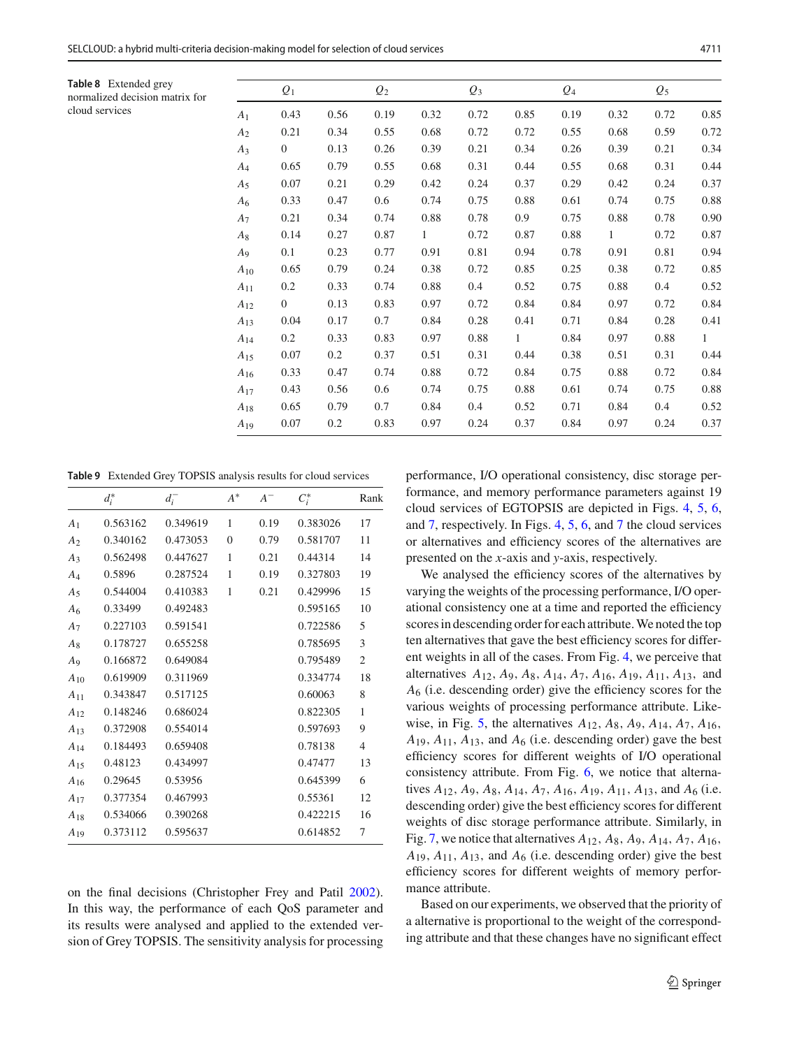**Table 8** Extended grey normalized decision matrix for cloud services

| | $Q_1$ | | $Q_2$ | | $Q_3$ | | $Q_4$ | | $Q_5$ | |
|---|---|---|---|---|---|---|---|---|---|---|
| $A_1$ | 0.43 | 0.56 | 0.19 | 0.32 | 0.72 | 0.85 | 0.19 | 0.32 | 0.72 | 0.85 |
| $A_2$ | 0.21 | 0.34 | 0.55 | 0.68 | 0.72 | 0.72 | 0.55 | 0.68 | 0.59 | 0.72 |
| $A_3$ | 0 | 0.13 | 0.26 | 0.39 | 0.21 | 0.34 | 0.26 | 0.39 | 0.21 | 0.34 |
| $A_4$ | 0.65 | 0.79 | 0.55 | 0.68 | 0.31 | 0.44 | 0.55 | 0.68 | 0.31 | 0.44 |
| $A_5$ | 0.07 | 0.21 | 0.29 | 0.42 | 0.24 | 0.37 | 0.29 | 0.42 | 0.24 | 0.37 |
| $A_6$ | 0.33 | 0.47 | 0.6 | 0.74 | 0.75 | 0.88 | 0.61 | 0.74 | 0.75 | 0.88 |
| $A_7$ | 0.21 | 0.34 | 0.74 | 0.88 | 0.78 | 0.9 | 0.75 | 0.88 | 0.78 | 0.90 |
| $A_8$ | 0.14 | 0.27 | 0.87 | 1 | 0.72 | 0.87 | 0.88 | 1 | 0.72 | 0.87 |
| $A_9$ | 0.1 | 0.23 | 0.77 | 0.91 | 0.81 | 0.94 | 0.78 | 0.91 | 0.81 | 0.94 |
| $A_{10}$ | 0.65 | 0.79 | 0.24 | 0.38 | 0.72 | 0.85 | 0.25 | 0.38 | 0.72 | 0.85 |
| $A_{11}$ | 0.2 | 0.33 | 0.74 | 0.88 | 0.4 | 0.52 | 0.75 | 0.88 | 0.4 | 0.52 |
| $A_{12}$ | 0 | 0.13 | 0.83 | 0.97 | 0.72 | 0.84 | 0.84 | 0.97 | 0.72 | 0.84 |
| $A_{13}$ | 0.04 | 0.17 | 0.7 | 0.84 | 0.28 | 0.41 | 0.71 | 0.84 | 0.28 | 0.41 |
| $A_{14}$ | 0.2 | 0.33 | 0.83 | 0.97 | 0.88 | 1 | 0.84 | 0.97 | 0.88 | 1 |
| $A_{15}$ | 0.07 | 0.2 | 0.37 | 0.51 | 0.31 | 0.44 | 0.38 | 0.51 | 0.31 | 0.44 |
| $A_{16}$ | 0.33 | 0.47 | 0.74 | 0.88 | 0.72 | 0.84 | 0.75 | 0.88 | 0.72 | 0.84 |
| $A_{17}$ | 0.43 | 0.56 | 0.6 | 0.74 | 0.75 | 0.88 | 0.61 | 0.74 | 0.75 | 0.88 |
| $A_{18}$ | 0.65 | 0.79 | 0.7 | 0.84 | 0.4 | 0.52 | 0.71 | 0.84 | 0.4 | 0.52 |
| $A_{19}$ | 0.07 | 0.2 | 0.83 | 0.97 | 0.24 | 0.37 | 0.84 | 0.97 | 0.24 | 0.37 |

**Table 9** Extended Grey TOPSIS analysis results for cloud services

| | $d_i^*$ | $d_i^-$ | $A^*$ | $A^-$ | $C_i^*$ | Rank |
|---|---|---|---|---|---|---|
| $A_1$ | 0.563162 | 0.349619 | 1 | 0.19 | 0.383026 | 17 |
| $A_2$ | 0.340162 | 0.473053 | 0 | 0.79 | 0.581707 | 11 |
| $A_3$ | 0.562498 | 0.447627 | 1 | 0.21 | 0.44314 | 14 |
| $A_4$ | 0.5896 | 0.287524 | 1 | 0.19 | 0.327803 | 19 |
| $A_5$ | 0.544004 | 0.410383 | 1 | 0.21 | 0.429996 | 15 |
| $A_6$ | 0.33499 | 0.492483 | | | 0.595165 | 10 |
| $A_7$ | 0.227103 | 0.591541 | | | 0.722586 | 5 |
| $A_8$ | 0.178727 | 0.655258 | | | 0.785695 | 3 |
| $A_9$ | 0.166872 | 0.649084 | | | 0.795489 | 2 |
| $A_{10}$ | 0.619909 | 0.311969 | | | 0.334774 | 18 |
| $A_{11}$ | 0.343847 | 0.517125 | | | 0.60063 | 8 |
| $A_{12}$ | 0.148246 | 0.686024 | | | 0.822305 | 1 |
| $A_{13}$ | 0.372908 | 0.554014 | | | 0.597693 | 9 |
| $A_{14}$ | 0.184493 | 0.659408 | | | 0.78138 | 4 |
| $A_{15}$ | 0.48123 | 0.434997 | | | 0.47477 | 13 |
| $A_{16}$ | 0.29645 | 0.53956 | | | 0.645399 | 6 |
| $A_{17}$ | 0.377354 | 0.467993 | | | 0.55361 | 12 |
| $A_{18}$ | 0.534066 | 0.390268 | | | 0.422215 | 16 |
| $A_{19}$ | 0.373112 | 0.595637 | | | 0.614852 | 7 |

on the final decisions (Christopher Frey and Patil 2002). In this way, the performance of each QoS parameter and its results were analysed and applied to the extended version of Grey TOPSIS. The sensitivity analysis for processing performance, I/O operational consistency, disc storage performance, and memory performance parameters against 19 cloud services of EGTOPSIS are depicted in Figs. 4, 5, 6, and 7, respectively. In Figs. 4, 5, 6, and 7 the cloud services or alternatives and efficiency scores of the alternatives are presented on the *x*-axis and *y*-axis, respectively.

We analysed the efficiency scores of the alternatives by varying the weights of the processing performance, I/O operational consistency one at a time and reported the efficiency scores in descending order for each attribute. We noted the top ten alternatives that gave the best efficiency scores for different weights in all of the cases. From Fig. 4, we perceive that alternatives $A_{12}$, $A_9$, $A_8$, $A_{14}$, $A_7$, $A_{16}$, $A_{19}$, $A_{11}$, $A_{13}$, and $A_6$ (i.e. descending order) give the efficiency scores for the various weights of processing performance attribute. Likewise, in Fig. 5, the alternatives $A_{12}$, $A_8$, $A_9$, $A_{14}$, $A_7$, $A_{16}$, $A_{19}$, $A_{11}$, $A_{13}$, and $A_6$ (i.e. descending order) gave the best efficiency scores for different weights of I/O operational consistency attribute. From Fig. 6, we notice that alternatives $A_{12}$, $A_9$, $A_8$, $A_{14}$, $A_7$, $A_{16}$, $A_{19}$, $A_{11}$, $A_{13}$, and $A_6$ (i.e. descending order) give the best efficiency scores for different weights of disc storage performance attribute. Similarly, in Fig. 7, we notice that alternatives $A_{12}$, $A_8$, $A_9$, $A_{14}$, $A_7$, $A_{16}$, $A_{19}$, $A_{11}$, $A_{13}$, and $A_6$ (i.e. descending order) give the best efficiency scores for different weights of memory performance attribute.

Based on our experiments, we observed that the priority of a alternative is proportional to the weight of the corresponding attribute and that these changes have no significant effect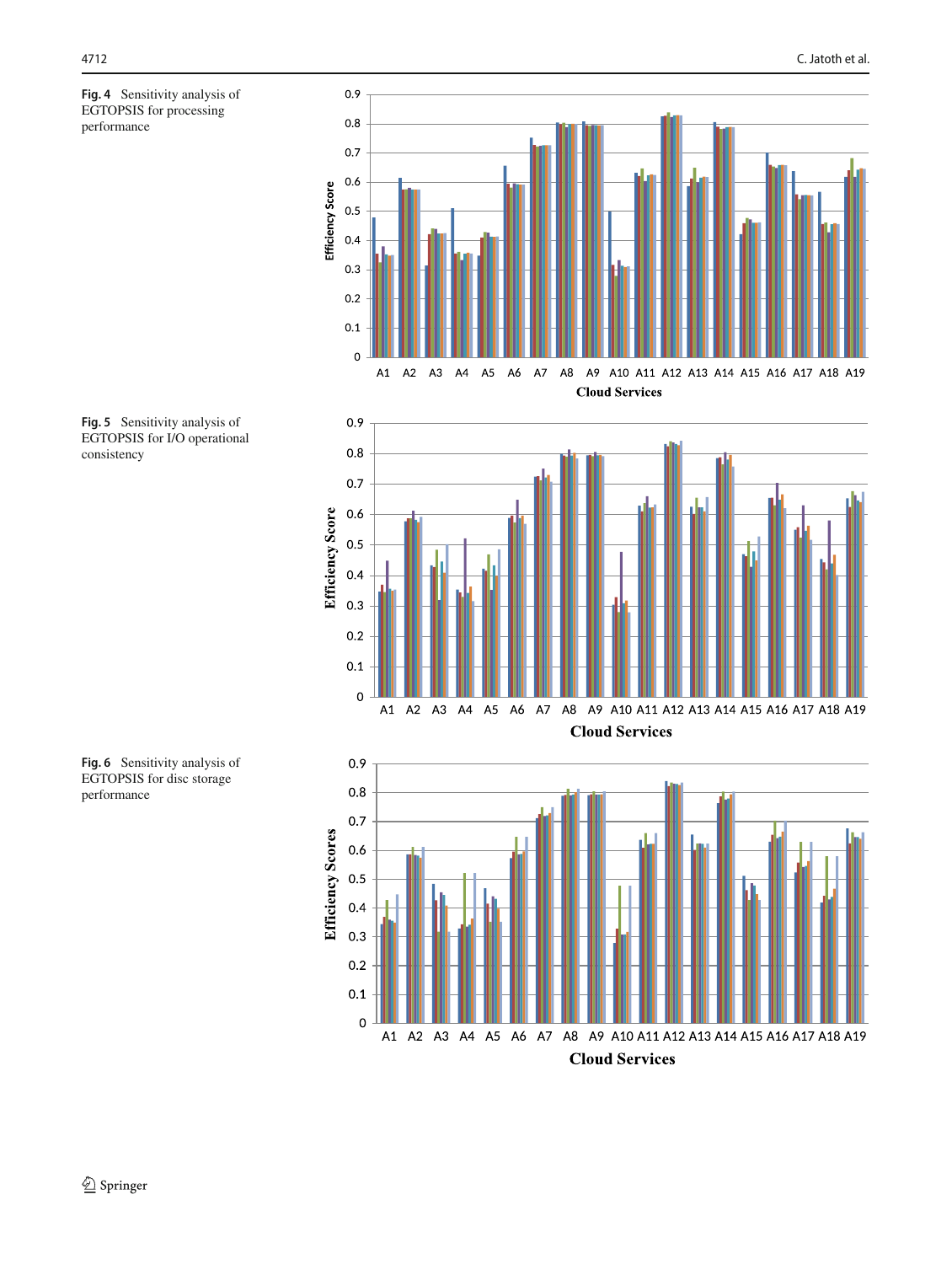**Fig. 4** Sensitivity analysis of EGTOPSIS for processing performance

**Fig. 5** Sensitivity analysis of EGTOPSIS for I/O operational consistency

**Fig. 6** Sensitivity analysis of EGTOPSIS for disc storage performance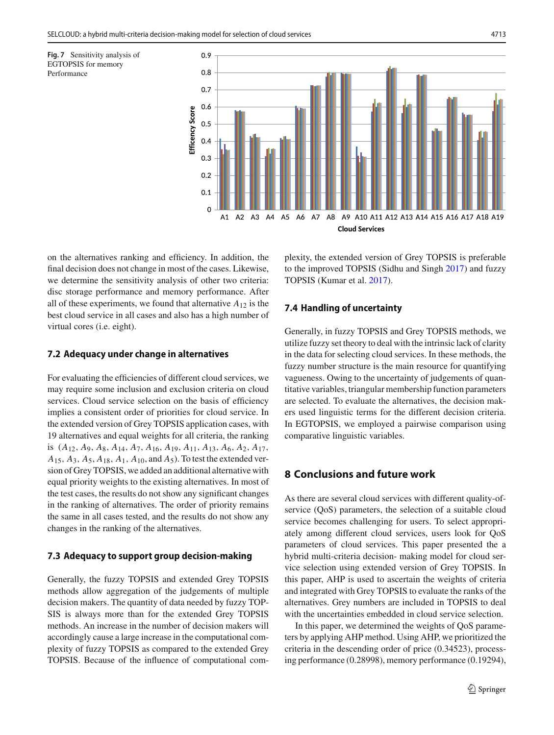**Fig. 7** Sensitivity analysis of EGTOPSIS for memory Performance

on the alternatives ranking and efficiency. In addition, the final decision does not change in most of the cases. Likewise, we determine the sensitivity analysis of other two criteria: disc storage performance and memory performance. After all of these experiments, we found that alternative $A_{12}$ is the best cloud service in all cases and also has a high number of virtual cores (i.e. eight).

### 7.2 Adequacy under change in alternatives

For evaluating the efficiencies of different cloud services, we may require some inclusion and exclusion criteria on cloud services. Cloud service selection on the basis of efficiency implies a consistent order of priorities for cloud service. In the extended version of Grey TOPSIS application cases, with 19 alternatives and equal weights for all criteria, the ranking is ($A_{12}$, $A_9$, $A_8$, $A_{14}$, $A_7$, $A_{16}$, $A_{19}$, $A_{11}$, $A_{13}$, $A_6$, $A_2$, $A_{17}$, $A_{15}$, $A_3$, $A_5$, $A_{18}$, $A_1$, $A_{10}$, and $A_5$). To test the extended version of Grey TOPSIS, we added an additional alternative with equal priority weights to the existing alternatives. In most of the test cases, the results do not show any significant changes in the ranking of alternatives. The order of priority remains the same in all cases tested, and the results do not show any changes in the ranking of the alternatives.

### 7.3 Adequacy to support group decision-making

Generally, the fuzzy TOPSIS and extended Grey TOPSIS methods allow aggregation of the judgements of multiple decision makers. The quantity of data needed by fuzzy TOPSIS is always more than for the extended Grey TOPSIS methods. An increase in the number of decision makers will accordingly cause a large increase in the computational complexity of fuzzy TOPSIS as compared to the extended Grey TOPSIS. Because of the influence of computational complexity, the extended version of Grey TOPSIS is preferable to the improved TOPSIS (Sidhu and Singh 2017) and fuzzy TOPSIS (Kumar et al. 2017).

### 7.4 Handling of uncertainty

Generally, in fuzzy TOPSIS and Grey TOPSIS methods, we utilize fuzzy set theory to deal with the intrinsic lack of clarity in the data for selecting cloud services. In these methods, the fuzzy number structure is the main resource for quantifying vagueness. Owing to the uncertainty of judgements of quantitative variables, triangular membership function parameters are selected. To evaluate the alternatives, the decision makers used linguistic terms for the different decision criteria. In EGTOPSIS, we employed a pairwise comparison using comparative linguistic variables.

## 8 Conclusions and future work

As there are several cloud services with different quality-of-service (QoS) parameters, the selection of a suitable cloud service becomes challenging for users. To select appropriately among different cloud services, users look for QoS parameters of cloud services. This paper presented the a hybrid multi-criteria decision- making model for cloud service selection using extended version of Grey TOPSIS. In this paper, AHP is used to ascertain the weights of criteria and integrated with Grey TOPSIS to evaluate the ranks of the alternatives. Grey numbers are included in TOPSIS to deal with the uncertainties embedded in cloud service selection.

In this paper, we determined the weights of QoS parameters by applying AHP method. Using AHP, we prioritized the criteria in the descending order of price (0.34523), processing performance (0.28998), memory performance (0.19294),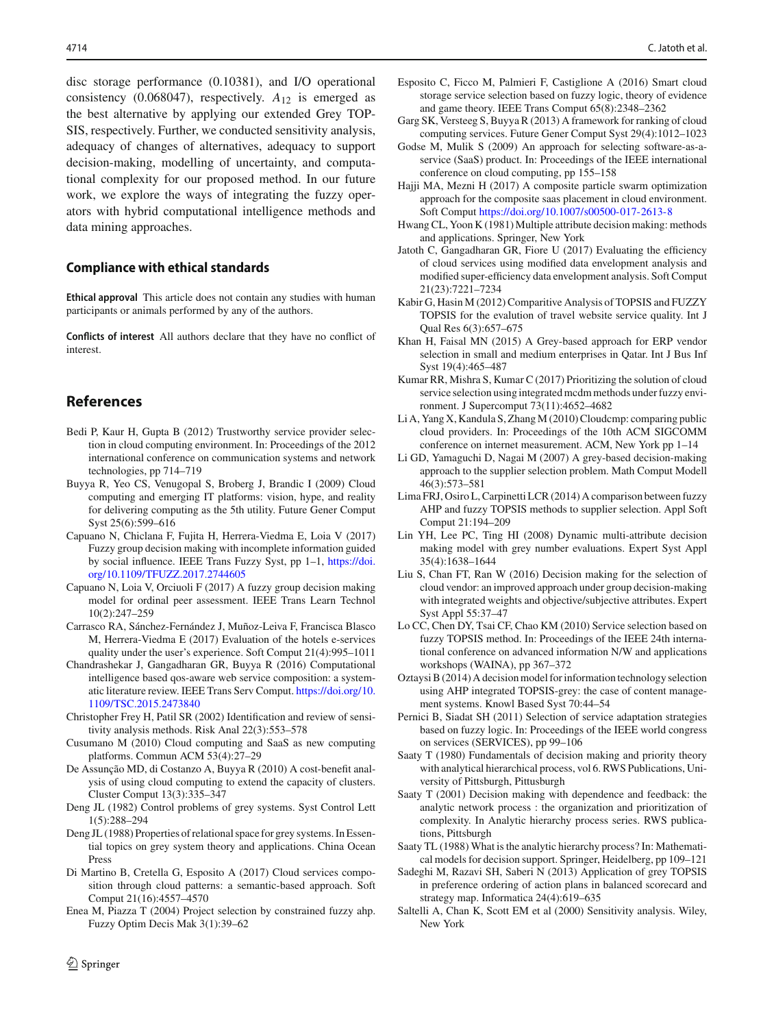disc storage performance (0.10381), and I/O operational consistency (0.068047), respectively. $A_{12}$ is emerged as the best alternative by applying our extended Grey TOPSIS, respectively. Further, we conducted sensitivity analysis, adequacy of changes of alternatives, adequacy to support decision-making, modelling of uncertainty, and computational complexity for our proposed method. In our future work, we explore the ways of integrating the fuzzy operators with hybrid computational intelligence methods and data mining approaches.

## Compliance with ethical standards

**Ethical approval** This article does not contain any studies with human participants or animals performed by any of the authors.

**Conflicts of interest** All authors declare that they have no conflict of interest.

## References

Bedi P, Kaur H, Gupta B (2012) Trustworthy service provider selection in cloud computing environment. In: Proceedings of the 2012 international conference on communication systems and network technologies, pp 714–719

Buyya R, Yeo CS, Venugopal S, Broberg J, Brandic I (2009) Cloud computing and emerging IT platforms: vision, hype, and reality for delivering computing as the 5th utility. Future Gener Comput Syst 25(6):599–616

Capuano N, Chiclana F, Fujita H, Herrera-Viedma E, Loia V (2017) Fuzzy group decision making with incomplete information guided by social influence. IEEE Trans Fuzzy Syst, pp 1–1, https://doi.org/10.1109/TFUZZ.2017.2744605

Capuano N, Loia V, Orciuoli F (2017) A fuzzy group decision making model for ordinal peer assessment. IEEE Trans Learn Technol 10(2):247–259

Carrasco RA, Sánchez-Fernández J, Muñoz-Leiva F, Francisca Blasco M, Herrera-Viedma E (2017) Evaluation of the hotels e-services quality under the user's experience. Soft Comput 21(4):995–1011

Chandrashekar J, Gangadharan GR, Buyya R (2016) Computational intelligence based qos-aware web service composition: a systematic literature review. IEEE Trans Serv Comput. https://doi.org/10.1109/TSC.2015.2473840

Christopher Frey H, Patil SR (2002) Identification and review of sensitivity analysis methods. Risk Anal 22(3):553–578

Cusumano M (2010) Cloud computing and SaaS as new computing platforms. Commun ACM 53(4):27–29

De Assunção MD, di Costanzo A, Buyya R (2010) A cost-benefit analysis of using cloud computing to extend the capacity of clusters. Cluster Comput 13(3):335–347

Deng JL (1982) Control problems of grey systems. Syst Control Lett 1(5):288–294

Deng JL (1988) Properties of relational space for grey systems. In Essential topics on grey system theory and applications. China Ocean Press

Di Martino B, Cretella G, Esposito A (2017) Cloud services composition through cloud patterns: a semantic-based approach. Soft Comput 21(16):4557–4570

Enea M, Piazza T (2004) Project selection by constrained fuzzy ahp. Fuzzy Optim Decis Mak 3(1):39–62

Esposito C, Ficco M, Palmieri F, Castiglione A (2016) Smart cloud storage service selection based on fuzzy logic, theory of evidence and game theory. IEEE Trans Comput 65(8):2348–2362

Garg SK, Versteeg S, Buyya R (2013) A framework for ranking of cloud computing services. Future Gener Comput Syst 29(4):1012–1023

Godse M, Mulik S (2009) An approach for selecting software-as-a-service (SaaS) product. In: Proceedings of the IEEE international conference on cloud computing, pp 155–158

Hajji MA, Mezni H (2017) A composite particle swarm optimization approach for the composite saas placement in cloud environment. Soft Comput https://doi.org/10.1007/s00500-017-2613-8

Hwang CL, Yoon K (1981) Multiple attribute decision making: methods and applications. Springer, New York

Jatoth C, Gangadharan GR, Fiore U (2017) Evaluating the efficiency of cloud services using modified data envelopment analysis and modified super-efficiency data envelopment analysis. Soft Comput 21(23):7221–7234

Kabir G, Hasin M (2012) Comparitive Analysis of TOPSIS and FUZZY TOPSIS for the evalution of travel website service quality. Int J Qual Res 6(3):657–675

Khan H, Faisal MN (2015) A Grey-based approach for ERP vendor selection in small and medium enterprises in Qatar. Int J Bus Inf Syst 19(4):465–487

Kumar RR, Mishra S, Kumar C (2017) Prioritizing the solution of cloud service selection using integrated mcdm methods under fuzzy environment. J Supercomput 73(11):4652–4682

Li A, Yang X, Kandula S, Zhang M (2010) Cloudcmp: comparing public cloud providers. In: Proceedings of the 10th ACM SIGCOMM conference on internet measurement. ACM, New York pp 1–14

Li GD, Yamaguchi D, Nagai M (2007) A grey-based decision-making approach to the supplier selection problem. Math Comput Modell 46(3):573–581

Lima FRJ, Osiro L, Carpinetti LCR (2014) A comparison between fuzzy AHP and fuzzy TOPSIS methods to supplier selection. Appl Soft Comput 21:194–209

Lin YH, Lee PC, Ting HI (2008) Dynamic multi-attribute decision making model with grey number evaluations. Expert Syst Appl 35(4):1638–1644

Liu S, Chan FT, Ran W (2016) Decision making for the selection of cloud vendor: an improved approach under group decision-making with integrated weights and objective/subjective attributes. Expert Syst Appl 55:37–47

Lo CC, Chen DY, Tsai CF, Chao KM (2010) Service selection based on fuzzy TOPSIS method. In: Proceedings of the IEEE 24th international conference on advanced information N/W and applications workshops (WAINA), pp 367–372

Oztaysi B (2014) A decision model for information technology selection using AHP integrated TOPSIS-grey: the case of content management systems. Knowl Based Syst 70:44–54

Pernici B, Siadat SH (2011) Selection of service adaptation strategies based on fuzzy logic. In: Proceedings of the IEEE world congress on services (SERVICES), pp 99–106

Saaty T (1980) Fundamentals of decision making and priority theory with analytical hierarchical process, vol 6. RWS Publications, University of Pittsburgh, Pittsburgh

Saaty T (2001) Decision making with dependence and feedback: the analytic network process : the organization and prioritization of complexity. In Analytic hierarchy process series. RWS publications, Pittsburgh

Saaty TL (1988) What is the analytic hierarchy process? In: Mathematical models for decision support. Springer, Heidelberg, pp 109–121

Sadeghi M, Razavi SH, Saberi N (2013) Application of grey TOPSIS in preference ordering of action plans in balanced scorecard and strategy map. Informatica 24(4):619–635

Saltelli A, Chan K, Scott EM et al (2000) Sensitivity analysis. Wiley, New York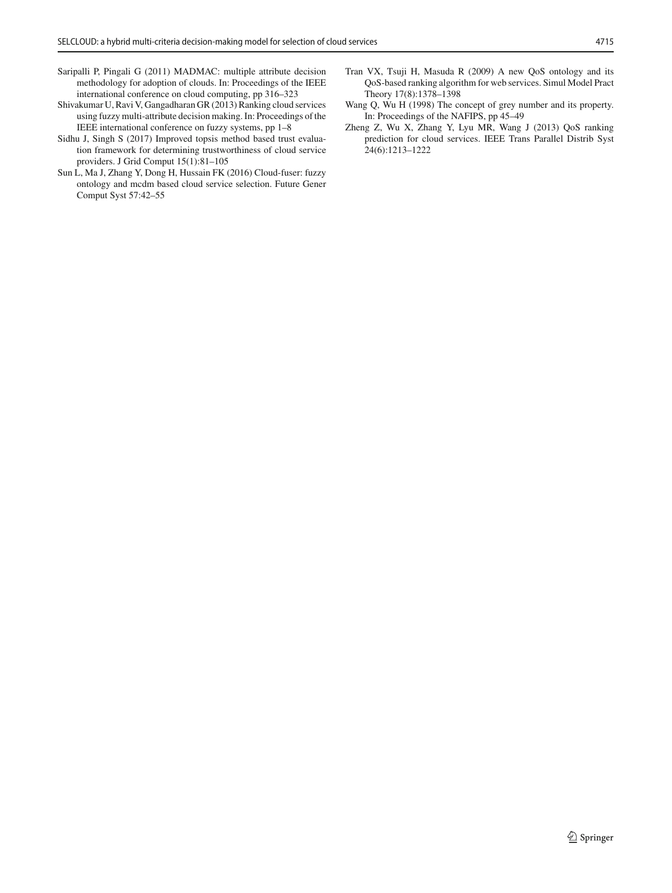Saripalli P, Pingali G (2011) MADMAC: multiple attribute decision methodology for adoption of clouds. In: Proceedings of the IEEE international conference on cloud computing, pp 316–323

Shivakumar U, Ravi V, Gangadharan GR (2013) Ranking cloud services using fuzzy multi-attribute decision making. In: Proceedings of the IEEE international conference on fuzzy systems, pp 1–8

Sidhu J, Singh S (2017) Improved topsis method based trust evaluation framework for determining trustworthiness of cloud service providers. J Grid Comput 15(1):81–105

Sun L, Ma J, Zhang Y, Dong H, Hussain FK (2016) Cloud-fuser: fuzzy ontology and mcdm based cloud service selection. Future Gener Comput Syst 57:42–55

Tran VX, Tsuji H, Masuda R (2009) A new QoS ontology and its QoS-based ranking algorithm for web services. Simul Model Pract Theory 17(8):1378–1398

Wang Q, Wu H (1998) The concept of grey number and its property. In: Proceedings of the NAFIPS, pp 45–49

Zheng Z, Wu X, Zhang Y, Lyu MR, Wang J (2013) QoS ranking prediction for cloud services. IEEE Trans Parallel Distrib Syst 24(6):1213–1222